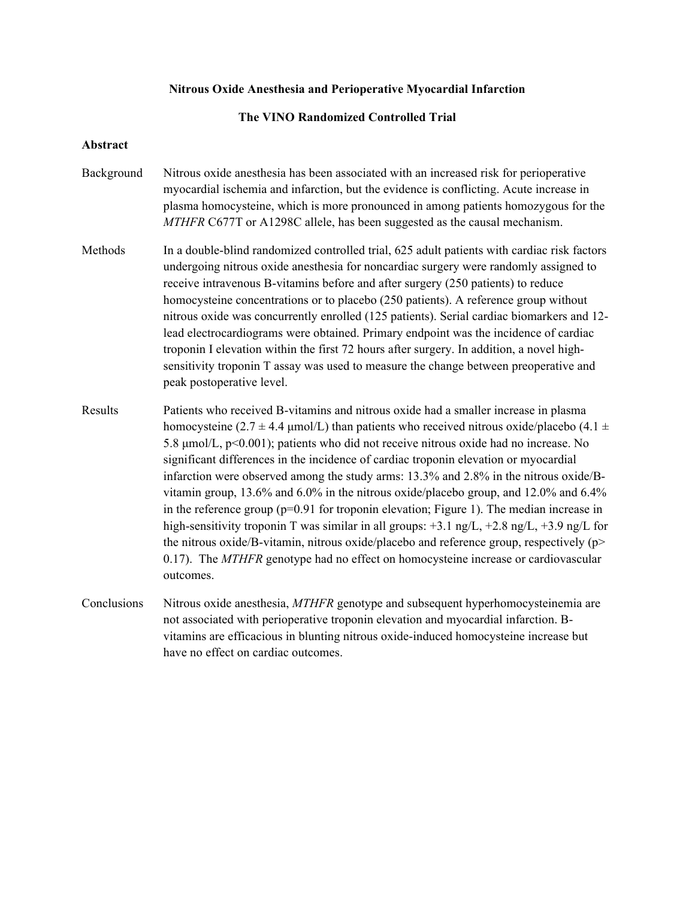# Nitrous Oxide Anesthesia and Perioperative Myocardial Infarction

## The VINO Randomized Controlled Trial

### Abstract

**Background** Nitrous oxide anesthesia has been associated with an increased risk for perioperative myocardial ischemia and infarction, but the evidence is conflicting. Acute increase in plasma homocysteine, which is more pronounced in among patients homozygous for the *MTHFR* C677T or A1298C allele, has been suggested as the causal mechanism.

**Methods** In a double-blind randomized controlled trial, 625 adult patients with cardiac risk factors undergoing nitrous oxide anesthesia for noncardiac surgery were randomly assigned to receive intravenous B-vitamins before and after surgery (250 patients) to reduce homocysteine concentrations or to placebo (250 patients). A reference group without nitrous oxide was concurrently enrolled (125 patients). Serial cardiac biomarkers and 12-lead electrocardiograms were obtained. Primary endpoint was the incidence of cardiac troponin I elevation within the first 72 hours after surgery. In addition, a novel high-sensitivity troponin T assay was used to measure the change between preoperative and peak postoperative level.

**Results** Patients who received B-vitamins and nitrous oxide had a smaller increase in plasma homocysteine ($2.7 \pm 4.4$ µmol/L) than patients who received nitrous oxide/placebo ($4.1 \pm 5.8$ µmol/L, $p<0.001$); patients who did not receive nitrous oxide had no increase. No significant differences in the incidence of cardiac troponin elevation or myocardial infarction were observed among the study arms: 13.3% and 2.8% in the nitrous oxide/B-vitamin group, 13.6% and 6.0% in the nitrous oxide/placebo group, and 12.0% and 6.4% in the reference group ($p=0.91$ for troponin elevation; Figure 1). The median increase in high-sensitivity troponin T was similar in all groups: +3.1 ng/L, +2.8 ng/L, +3.9 ng/L for the nitrous oxide/B-vitamin, nitrous oxide/placebo and reference group, respectively ($p> 0.17$). The *MTHFR* genotype had no effect on homocysteine increase or cardiovascular outcomes.

**Conclusions** Nitrous oxide anesthesia, *MTHFR* genotype and subsequent hyperhomocysteinemia are not associated with perioperative troponin elevation and myocardial infarction. B-vitamins are efficacious in blunting nitrous oxide-induced homocysteine increase but have no effect on cardiac outcomes.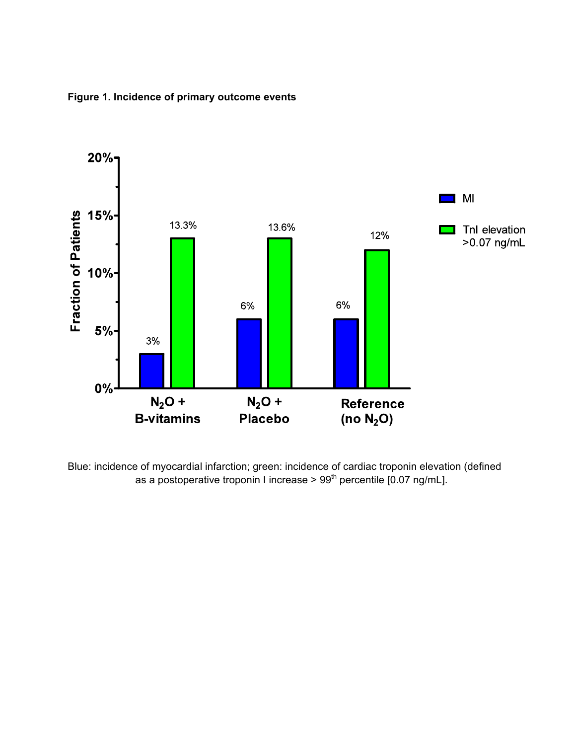**Figure 1. Incidence of primary outcome events**

20%
15%
10%
5%
0%

Fraction of Patients

3%
13.3%
6%
13.6%
6%
12%

$N_2O$ +
B-vitamins

$N_2O$ +
Placebo

Reference
(no $N_2O$)

MI

TnI elevation
>0.07 ng/mL

Blue: incidence of myocardial infarction; green: incidence of cardiac troponin elevation (defined as a postoperative troponin I increase > 99th percentile [0.07 ng/mL].